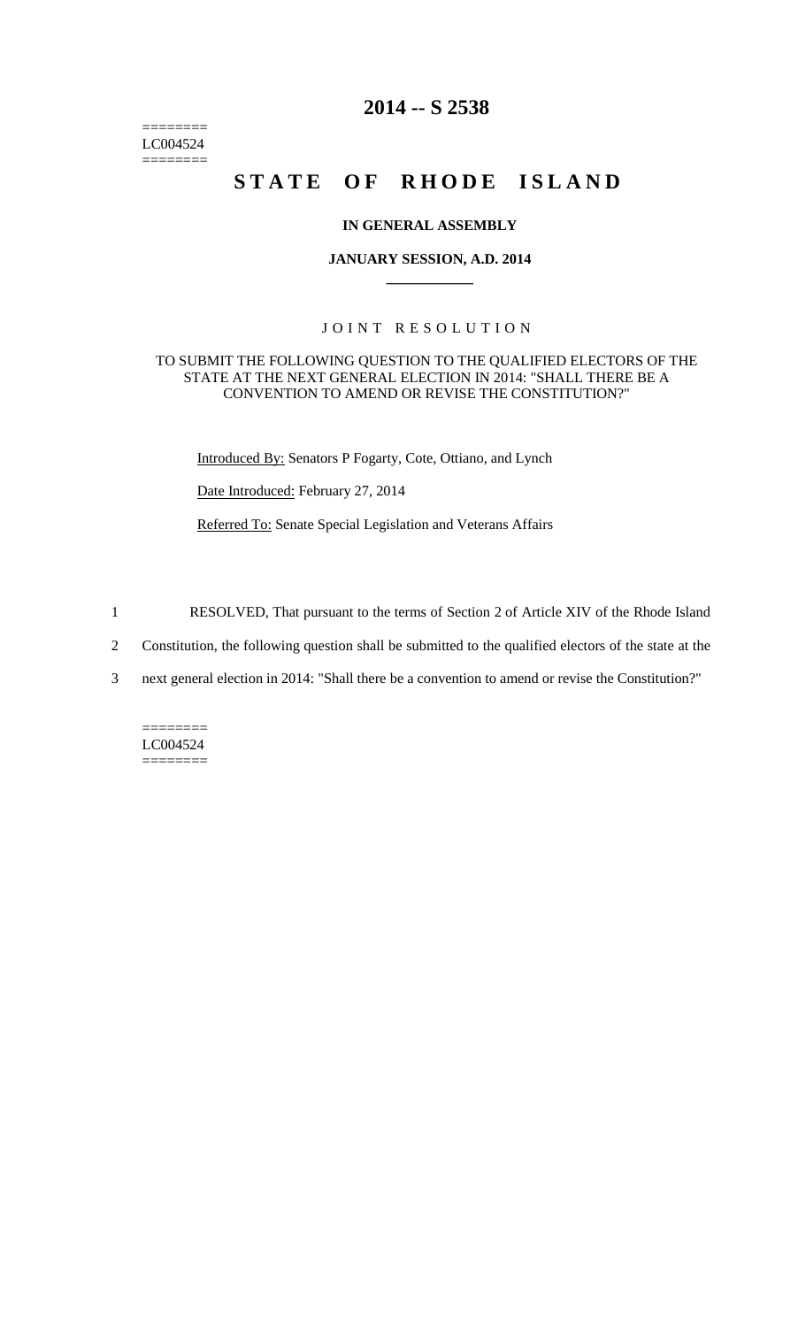========
LC004524
========

# 2014 -- S 2538

# STATE OF RHODE ISLAND

**IN GENERAL ASSEMBLY**

**JANUARY SESSION, A.D. 2014**

---

JOINT RESOLUTION

TO SUBMIT THE FOLLOWING QUESTION TO THE QUALIFIED ELECTORS OF THE STATE AT THE NEXT GENERAL ELECTION IN 2014: "SHALL THERE BE A CONVENTION TO AMEND OR REVISE THE CONSTITUTION?"

Introduced By: Senators P Fogarty, Cote, Ottiano, and Lynch

Date Introduced: February 27, 2014

Referred To: Senate Special Legislation and Veterans Affairs

1 RESOLVED, That pursuant to the terms of Section 2 of Article XIV of the Rhode Island
2 Constitution, the following question shall be submitted to the qualified electors of the state at the
3 next general election in 2014: "Shall there be a convention to amend or revise the Constitution?"

========
LC004524
========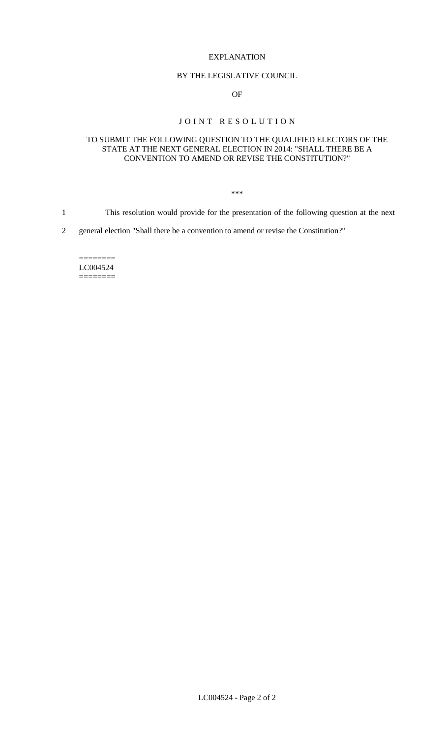EXPLANATION

BY THE LEGISLATIVE COUNCIL

OF

J O I N T   R E S O L U T I O N

TO SUBMIT THE FOLLOWING QUESTION TO THE QUALIFIED ELECTORS OF THE STATE AT THE NEXT GENERAL ELECTION IN 2014: "SHALL THERE BE A CONVENTION TO AMEND OR REVISE THE CONSTITUTION?"

***

1 This resolution would provide for the presentation of the following question at the next

2 general election "Shall there be a convention to amend or revise the Constitution?"

========
LC004524
========